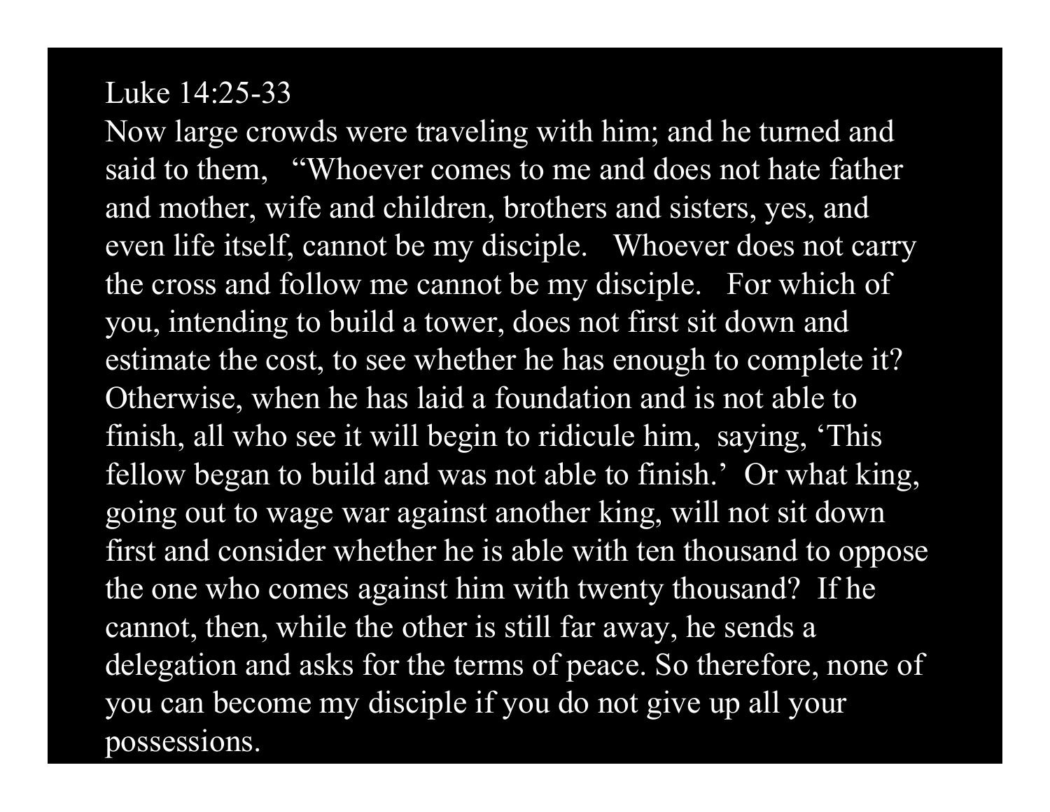Luke 14:25-33

Now large crowds were traveling with him; and he turned and said to them, "Whoever comes to me and does not hate father and mother, wife and children, brothers and sisters, yes, and even life itself, cannot be my disciple. Whoever does not carry the cross and follow me cannot be my disciple. For which of you, intending to build a tower, does not first sit down and estimate the cost, to see whether he has enough to complete it? Otherwise, when he has laid a foundation and is not able to finish, all who see it will begin to ridicule him, saying, 'This fellow began to build and was not able to finish.' Or what king, going out to wage war against another king, will not sit down first and consider whether he is able with ten thousand to oppose the one who comes against him with twenty thousand? If he cannot, then, while the other is still far away, he sends a delegation and asks for the terms of peace. So therefore, none of you can become my disciple if you do not give up all your possessions.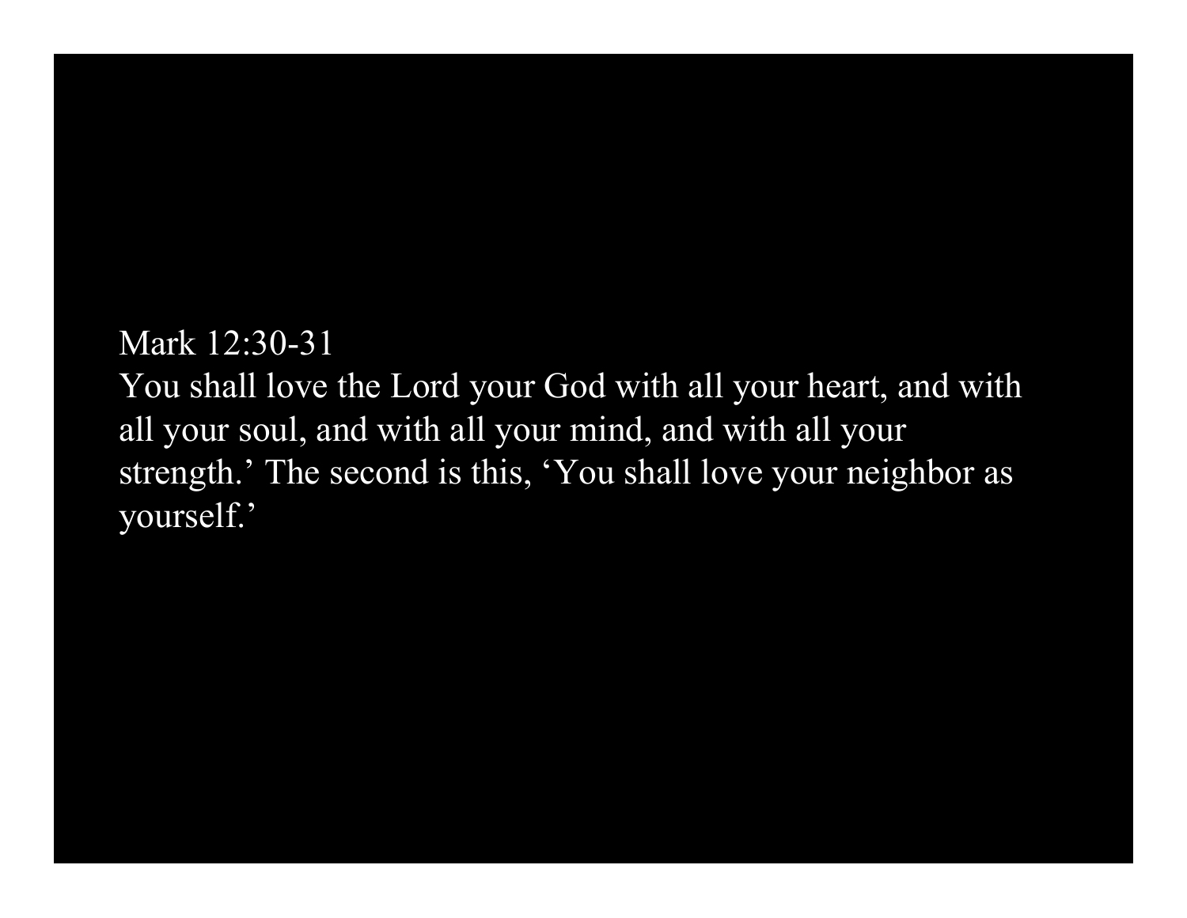Mark 12:30-31

You shall love the Lord your God with all your heart, and with all your soul, and with all your mind, and with all your strength.' The second is this, 'You shall love your neighbor as yourself.'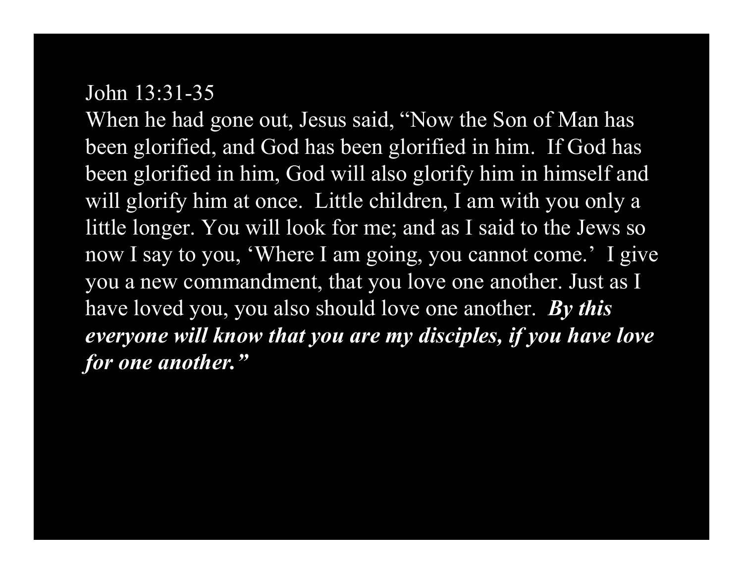John 13:31-35

When he had gone out, Jesus said, "Now the Son of Man has been glorified, and God has been glorified in him. If God has been glorified in him, God will also glorify him in himself and will glorify him at once. Little children, I am with you only a little longer. You will look for me; and as I said to the Jews so now I say to you, 'Where I am going, you cannot come.' I give you a new commandment, that you love one another. Just as I have loved you, you also should love one another. ***By this everyone will know that you are my disciples, if you have love for one another."***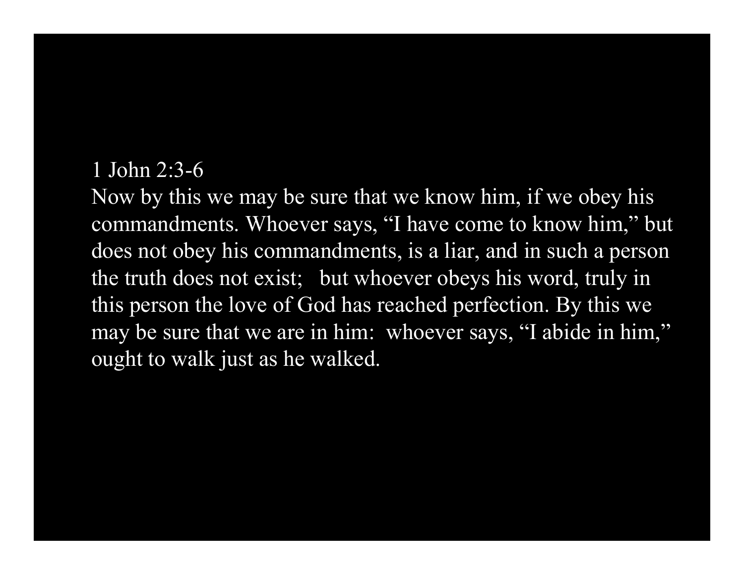1 John 2:3-6

Now by this we may be sure that we know him, if we obey his commandments. Whoever says, "I have come to know him," but does not obey his commandments, is a liar, and in such a person the truth does not exist; but whoever obeys his word, truly in this person the love of God has reached perfection. By this we may be sure that we are in him: whoever says, "I abide in him," ought to walk just as he walked.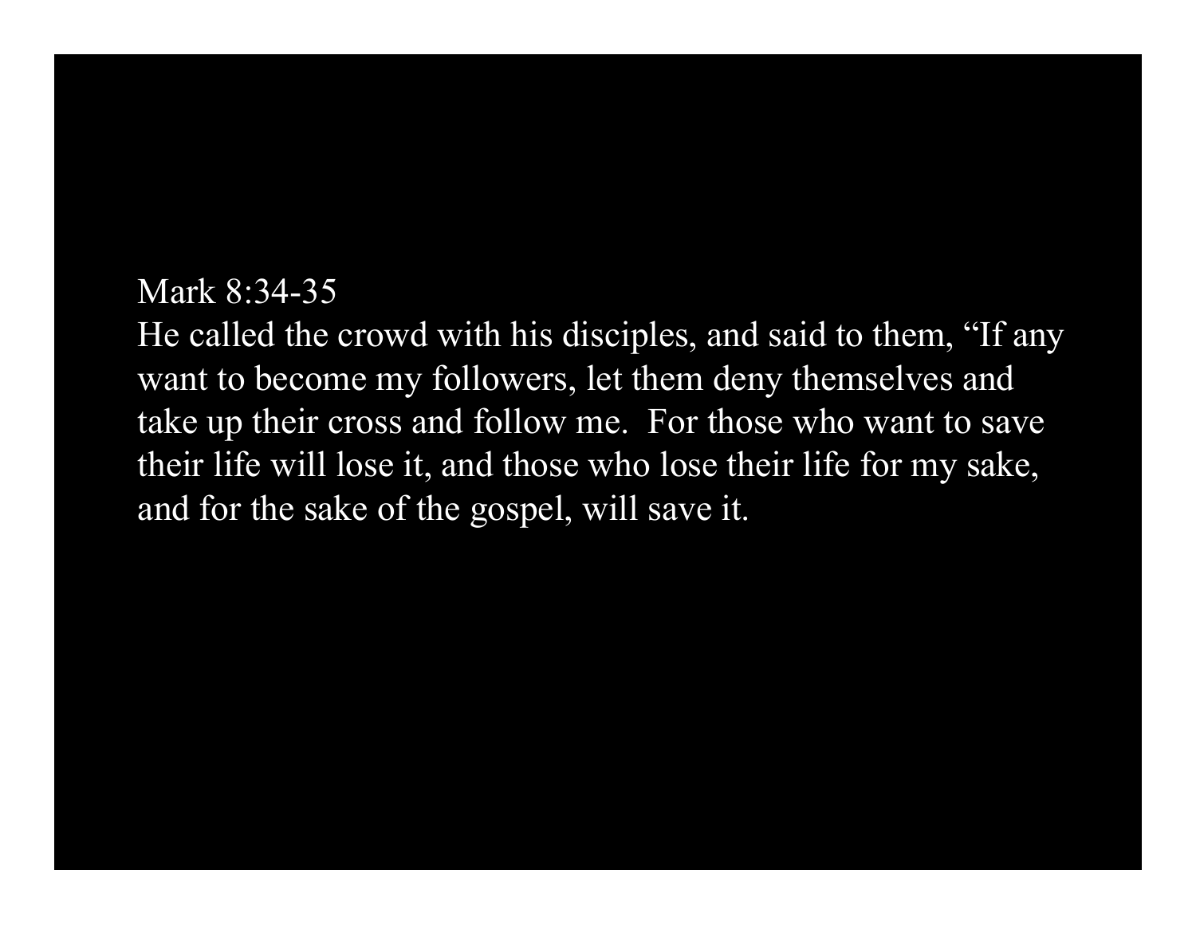Mark 8:34-35

He called the crowd with his disciples, and said to them, "If any want to become my followers, let them deny themselves and take up their cross and follow me. For those who want to save their life will lose it, and those who lose their life for my sake, and for the sake of the gospel, will save it.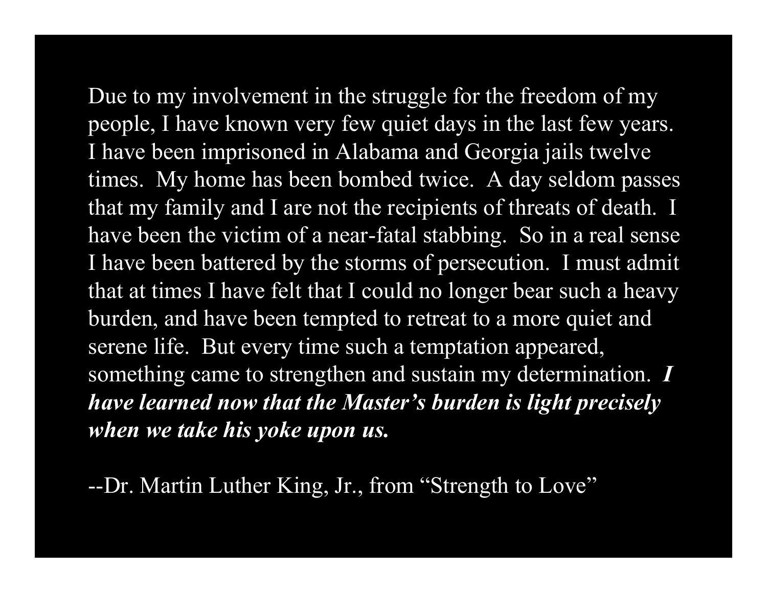Due to my involvement in the struggle for the freedom of my people, I have known very few quiet days in the last few years. I have been imprisoned in Alabama and Georgia jails twelve times. My home has been bombed twice. A day seldom passes that my family and I are not the recipients of threats of death. I have been the victim of a near-fatal stabbing. So in a real sense I have been battered by the storms of persecution. I must admit that at times I have felt that I could no longer bear such a heavy burden, and have been tempted to retreat to a more quiet and serene life. But every time such a temptation appeared, something came to strengthen and sustain my determination. ***I have learned now that the Master's burden is light precisely when we take his yoke upon us.***

--Dr. Martin Luther King, Jr., from "Strength to Love"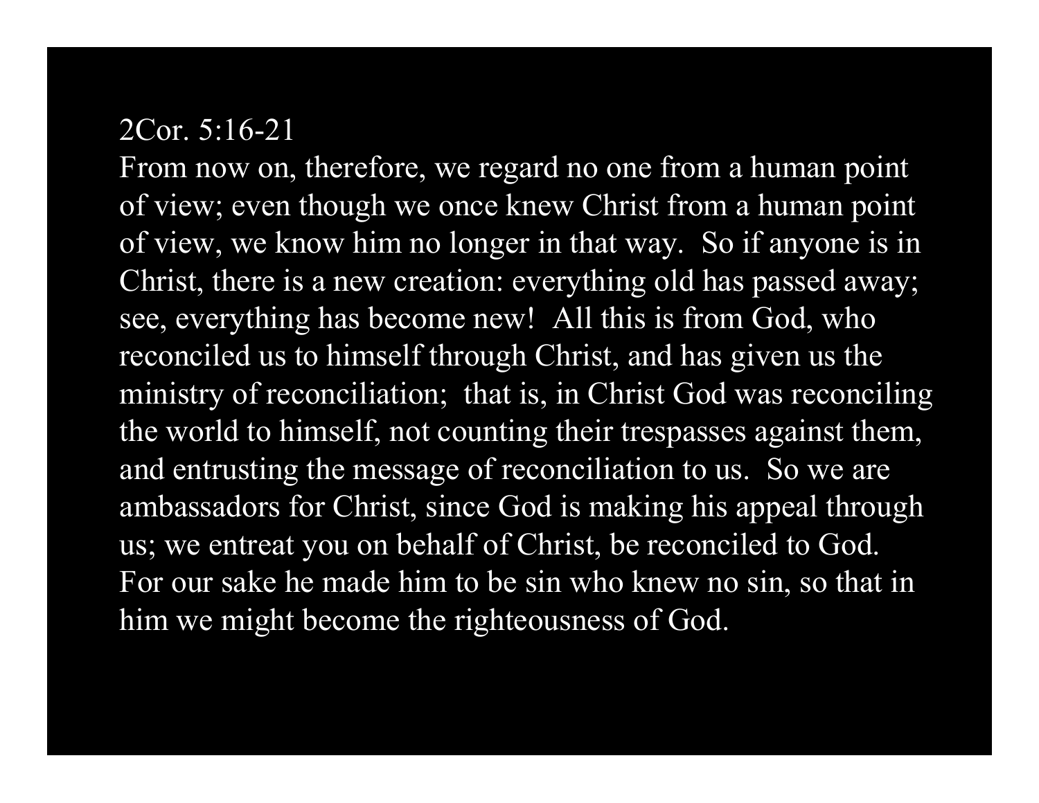2Cor. 5:16-21

From now on, therefore, we regard no one from a human point of view; even though we once knew Christ from a human point of view, we know him no longer in that way. So if anyone is in Christ, there is a new creation: everything old has passed away; see, everything has become new! All this is from God, who reconciled us to himself through Christ, and has given us the ministry of reconciliation; that is, in Christ God was reconciling the world to himself, not counting their trespasses against them, and entrusting the message of reconciliation to us. So we are ambassadors for Christ, since God is making his appeal through us; we entreat you on behalf of Christ, be reconciled to God. For our sake he made him to be sin who knew no sin, so that in him we might become the righteousness of God.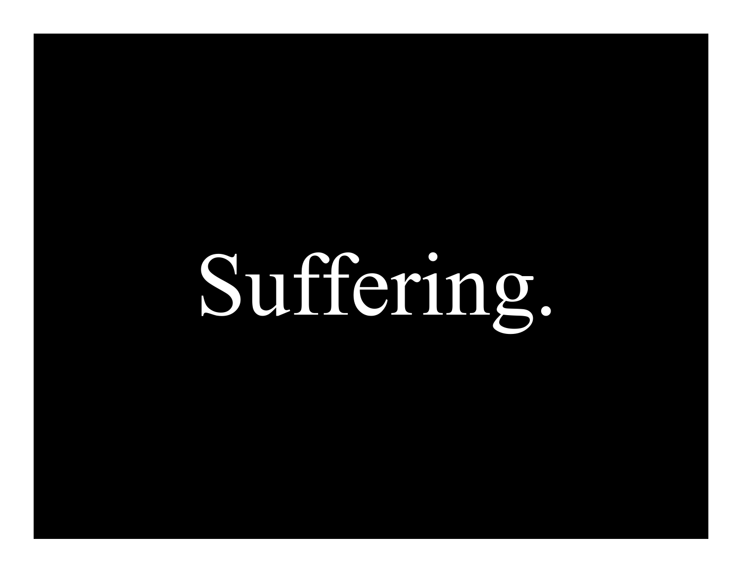Suffering.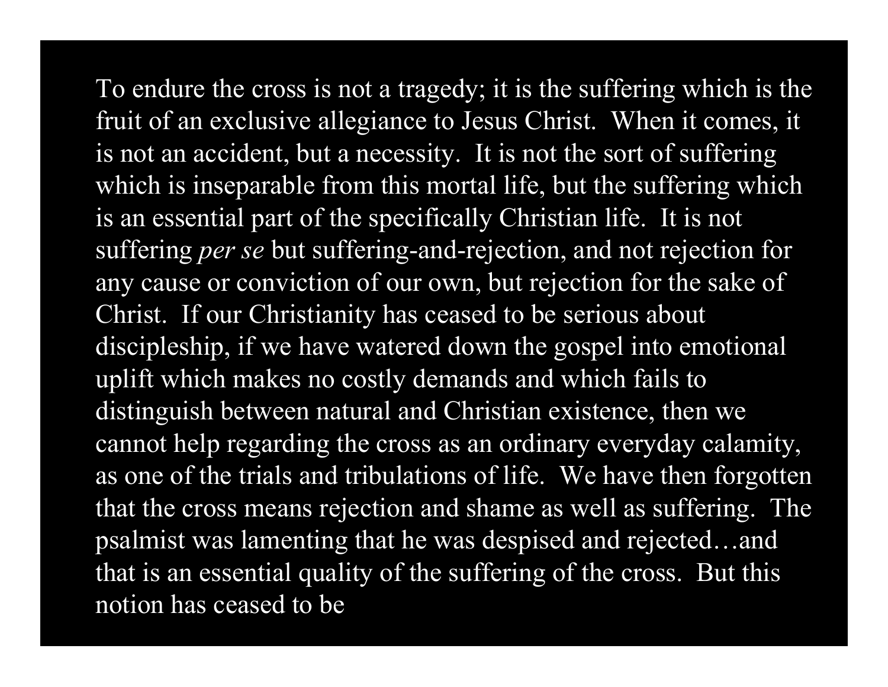To endure the cross is not a tragedy; it is the suffering which is the fruit of an exclusive allegiance to Jesus Christ. When it comes, it is not an accident, but a necessity. It is not the sort of suffering which is inseparable from this mortal life, but the suffering which is an essential part of the specifically Christian life. It is not suffering *per se* but suffering-and-rejection, and not rejection for any cause or conviction of our own, but rejection for the sake of Christ. If our Christianity has ceased to be serious about discipleship, if we have watered down the gospel into emotional uplift which makes no costly demands and which fails to distinguish between natural and Christian existence, then we cannot help regarding the cross as an ordinary everyday calamity, as one of the trials and tribulations of life. We have then forgotten that the cross means rejection and shame as well as suffering. The psalmist was lamenting that he was despised and rejected…and that is an essential quality of the suffering of the cross. But this notion has ceased to be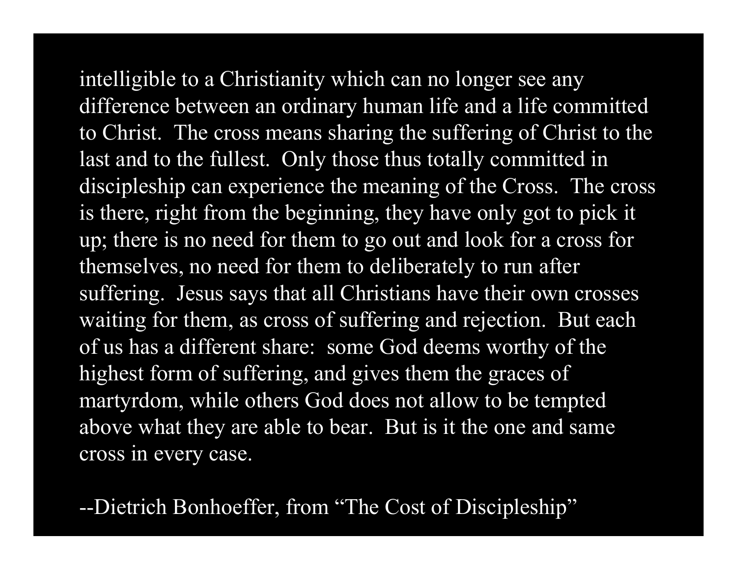intelligible to a Christianity which can no longer see any difference between an ordinary human life and a life committed to Christ. The cross means sharing the suffering of Christ to the last and to the fullest. Only those thus totally committed in discipleship can experience the meaning of the Cross. The cross is there, right from the beginning, they have only got to pick it up; there is no need for them to go out and look for a cross for themselves, no need for them to deliberately to run after suffering. Jesus says that all Christians have their own crosses waiting for them, as cross of suffering and rejection. But each of us has a different share: some God deems worthy of the highest form of suffering, and gives them the graces of martyrdom, while others God does not allow to be tempted above what they are able to bear. But is it the one and same cross in every case.

--Dietrich Bonhoeffer, from "The Cost of Discipleship"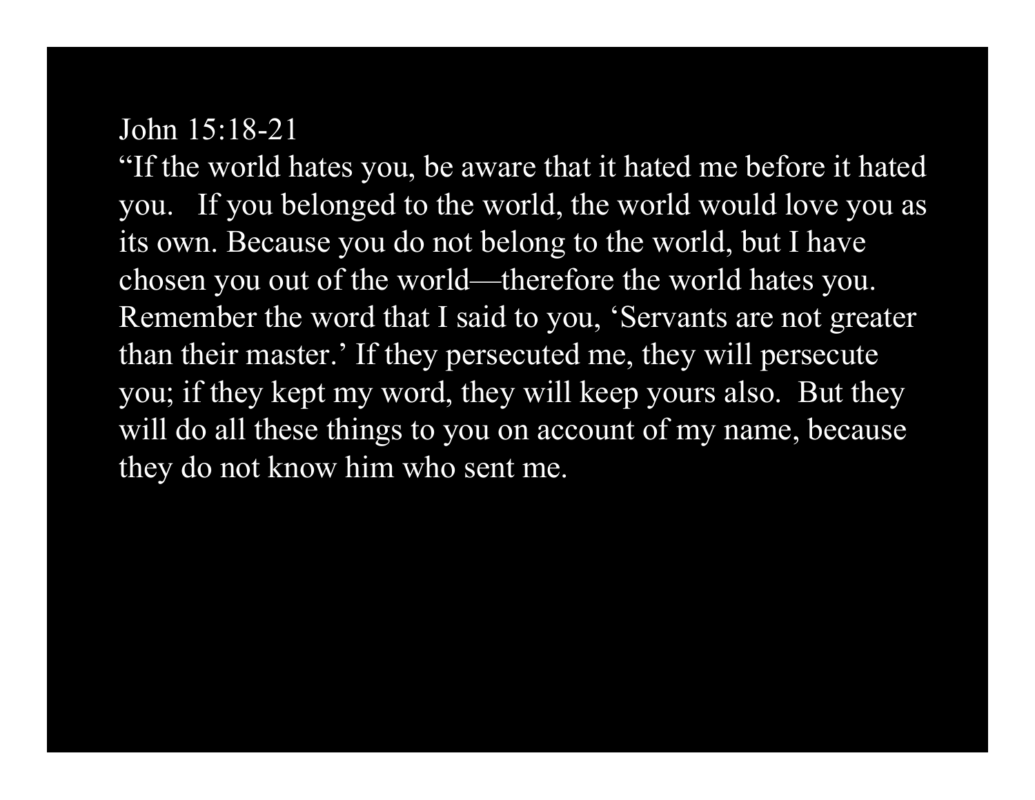John 15:18-21

“If the world hates you, be aware that it hated me before it hated you. If you belonged to the world, the world would love you as its own. Because you do not belong to the world, but I have chosen you out of the world—therefore the world hates you. Remember the word that I said to you, ‘Servants are not greater than their master.’ If they persecuted me, they will persecute you; if they kept my word, they will keep yours also. But they will do all these things to you on account of my name, because they do not know him who sent me.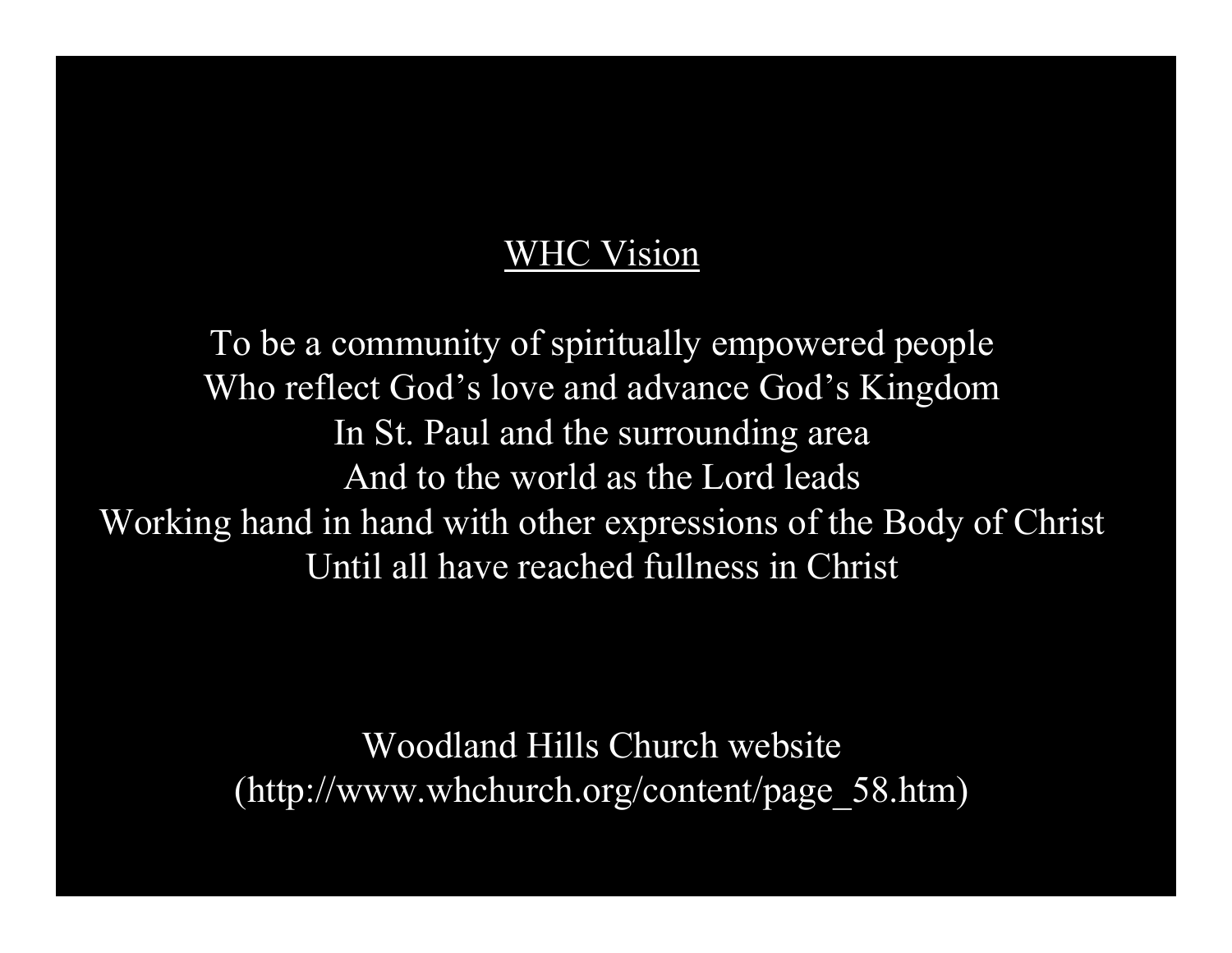<u>WHC Vision</u>

To be a community of spiritually empowered people
Who reflect God’s love and advance God’s Kingdom
In St. Paul and the surrounding area
And to the world as the Lord leads
Working hand in hand with other expressions of the Body of Christ
Until all have reached fullness in Christ

Woodland Hills Church website
(http://www.whchurch.org/content/page_58.htm)